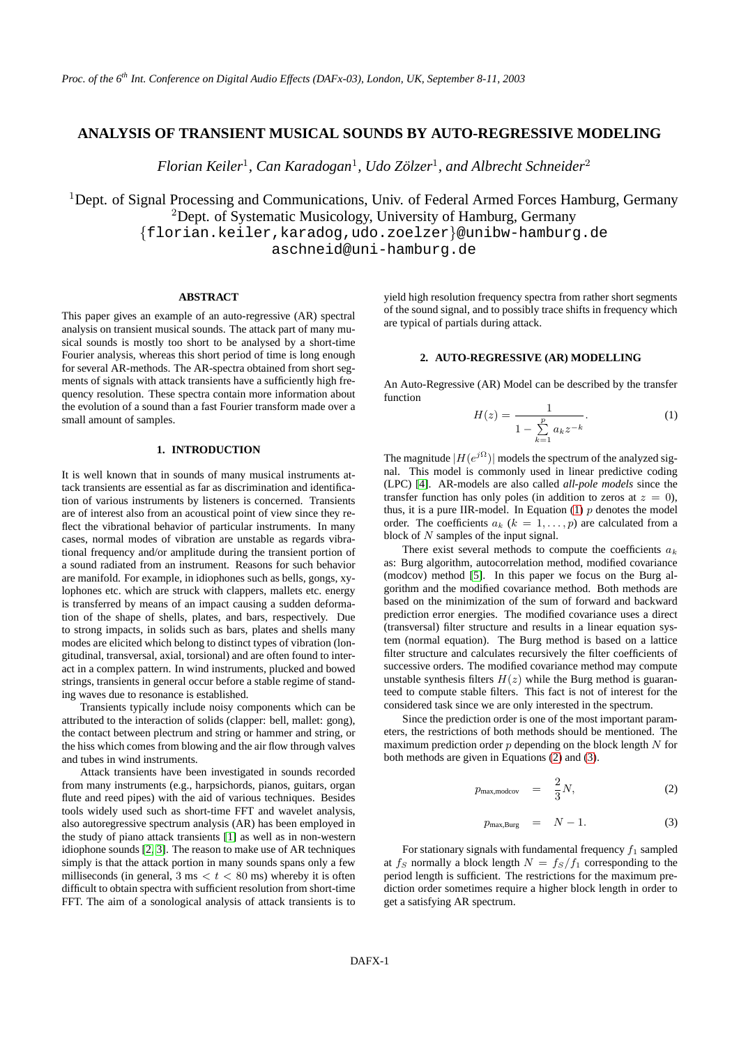# ANALYSIS OF TRANSIENT MUSICAL SOUNDS BY AUTO-REGRESSIVE MODELING

*Florian Keiler[1], Can Karadogan[1], Udo Zölzer[1], and Albrecht Schneider[2]*

[1]Dept. of Signal Processing and Communications, Univ. of Federal Armed Forces Hamburg, Germany
[2]Dept. of Systematic Musicology, University of Hamburg, Germany
{florian.keiler,karadog,udo.zoelzer}@unibw-hamburg.de
aschneid@uni-hamburg.de

## ABSTRACT

This paper gives an example of an auto-regressive (AR) spectral analysis on transient musical sounds. The attack part of many musical sounds is mostly too short to be analysed by a short-time Fourier analysis, whereas this short period of time is long enough for several AR-methods. The AR-spectra obtained from short segments of signals with attack transients have a sufficiently high frequency resolution. These spectra contain more information about the evolution of a sound than a fast Fourier transform made over a small amount of samples.

## 1. INTRODUCTION

It is well known that in sounds of many musical instruments attack transients are essential as far as discrimination and identification of various instruments by listeners is concerned. Transients are of interest also from an acoustical point of view since they reflect the vibrational behavior of particular instruments. In many cases, normal modes of vibration are unstable as regards vibrational frequency and/or amplitude during the transient portion of a sound radiated from an instrument. Reasons for such behavior are manifold. For example, in idiophones such as bells, gongs, xylophones etc. which are struck with clappers, mallets etc. energy is transferred by means of an impact causing a sudden deformation of the shape of shells, plates, and bars, respectively. Due to strong impacts, in solids such as bars, plates and shells many modes are elicited which belong to distinct types of vibration (longitudinal, transversal, axial, torsional) and are often found to interact in a complex pattern. In wind instruments, plucked and bowed strings, transients in general occur before a stable regime of standing waves due to resonance is established.

Transients typically include noisy components which can be attributed to the interaction of solids (clapper: bell, mallet: gong), the contact between plectrum and string or hammer and string, or the hiss which comes from blowing and the air flow through valves and tubes in wind instruments.

Attack transients have been investigated in sounds recorded from many instruments (e.g., harpsichords, pianos, guitars, organ flute and reed pipes) with the aid of various techniques. Besides tools widely used such as short-time FFT and wavelet analysis, also autoregressive spectrum analysis (AR) has been employed in the study of piano attack transients [1] as well as in non-western idiophone sounds [2, 3]. The reason to make use of AR techniques simply is that the attack portion in many sounds spans only a few milliseconds (in general, $3\text{ ms} < t < 80\text{ ms}$) whereby it is often difficult to obtain spectra with sufficient resolution from short-time FFT. The aim of a sonological analysis of attack transients is to yield high resolution frequency spectra from rather short segments of the sound signal, and to possibly trace shifts in frequency which are typical of partials during attack.

## 2. AUTO-REGRESSIVE (AR) MODELLING

An Auto-Regressive (AR) Model can be described by the transfer function

$$H(z) = \frac{1}{1 - \sum_{k=1}^{p} a_k z^{-k}}. \tag{1}$$

The magnitude $|H(e^{j\Omega})|$ models the spectrum of the analyzed signal. This model is commonly used in linear predictive coding (LPC) [4]. AR-models are also called *all-pole models* since the transfer function has only poles (in addition to zeros at $z = 0$), thus, it is a pure IIR-model. In Equation (1) $p$ denotes the model order. The coefficients $a_k$ ($k = 1, \ldots, p$) are calculated from a block of $N$ samples of the input signal.

There exist several methods to compute the coefficients $a_k$ as: Burg algorithm, autocorrelation method, modified covariance (modcov) method [5]. In this paper we focus on the Burg algorithm and the modified covariance method. Both methods are based on the minimization of the sum of forward and backward prediction error energies. The modified covariance uses a direct (transversal) filter structure and results in a linear equation system (normal equation). The Burg method is based on a lattice filter structure and calculates recursively the filter coefficients of successive orders. The modified covariance method may compute unstable synthesis filters $H(z)$ while the Burg method is guaranteed to compute stable filters. This fact is not of interest for the considered task since we are only interested in the spectrum.

Since the prediction order is one of the most important parameters, the restrictions of both methods should be mentioned. The maximum prediction order $p$ depending on the block length $N$ for both methods are given in Equations (2) and (3).

$$p_{\text{max,modcov}} = \frac{2}{3}N, \tag{2}$$

$$p_{\text{max,Burg}} = N - 1. \tag{3}$$

For stationary signals with fundamental frequency $f_1$ sampled at $f_S$ normally a block length $N = f_S/f_1$ corresponding to the period length is sufficient. The restrictions for the maximum prediction order sometimes require a higher block length in order to get a satisfying AR spectrum.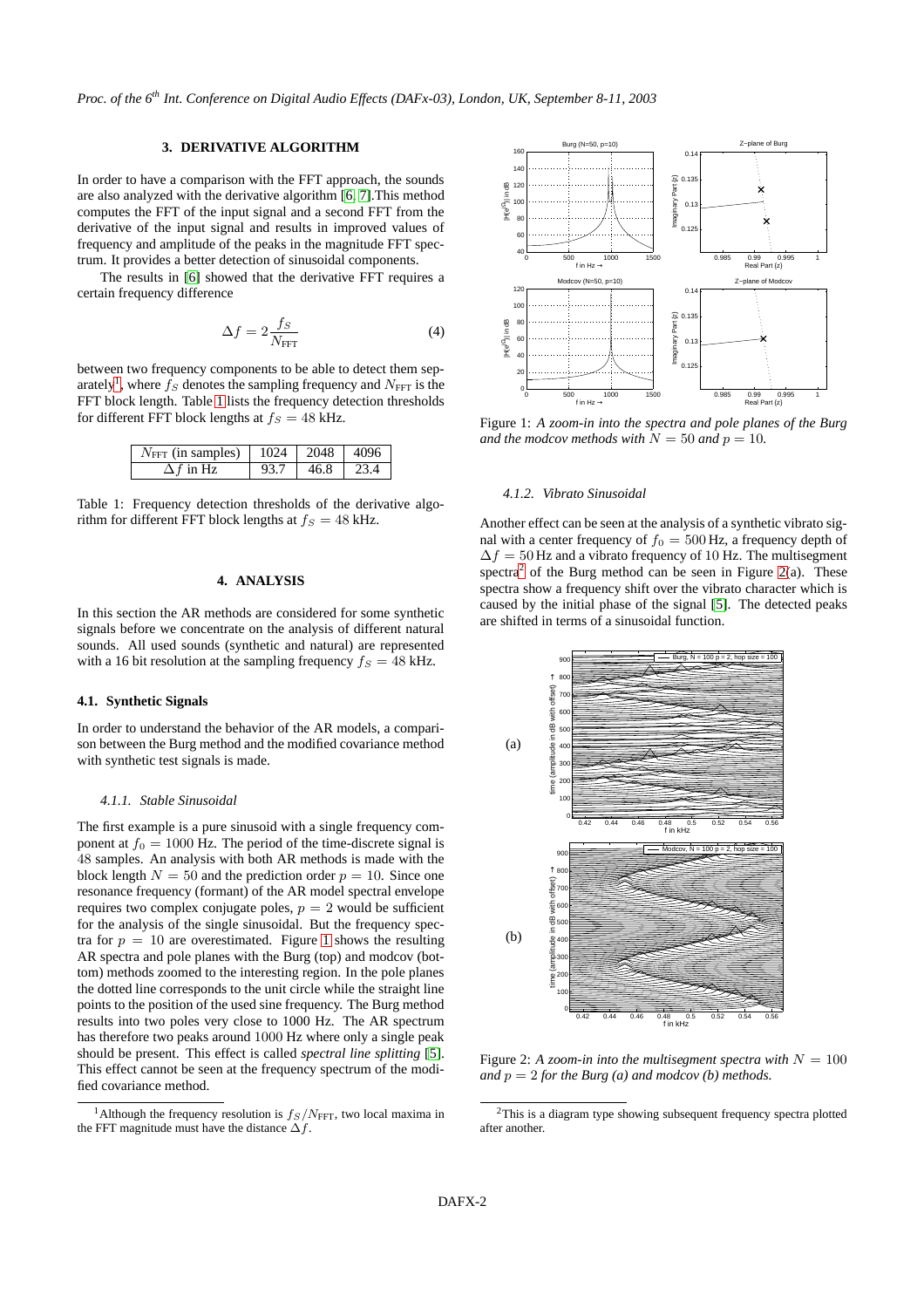## 3. DERIVATIVE ALGORITHM

In order to have a comparison with the FFT approach, the sounds are also analyzed with the derivative algorithm [6, 7].This method computes the FFT of the input signal and a second FFT from the derivative of the input signal and results in improved values of frequency and amplitude of the peaks in the magnitude FFT spectrum. It provides a better detection of sinusoidal components.

The results in [6] showed that the derivative FFT requires a certain frequency difference

$$\Delta f = 2\frac{f_S}{N_{\text{FFT}}} \tag{4}$$

between two frequency components to be able to detect them separately[1], where $f_S$ denotes the sampling frequency and $N_{\text{FFT}}$ is the FFT block length. Table 1 lists the frequency detection thresholds for different FFT block lengths at $f_S = 48$ kHz.

| $N_{\text{FFT}}$ (in samples) | 1024 | 2048 | 4096 |
|---|---|---|---|
| $\Delta f$ in Hz | 93.7 | 46.8 | 23.4 |

Table 1: Frequency detection thresholds of the derivative algorithm for different FFT block lengths at $f_S = 48$ kHz.

## 4. ANALYSIS

In this section the AR methods are considered for some synthetic signals before we concentrate on the analysis of different natural sounds. All used sounds (synthetic and natural) are represented with a 16 bit resolution at the sampling frequency $f_S = 48$ kHz.

### 4.1. Synthetic Signals

In order to understand the behavior of the AR models, a comparison between the Burg method and the modified covariance method with synthetic test signals is made.

#### *4.1.1. Stable Sinusoidal*

The first example is a pure sinusoid with a single frequency component at $f_0 = 1000$ Hz. The period of the time-discrete signal is 48 samples. An analysis with both AR methods is made with the block length $N = 50$ and the prediction order $p = 10$. Since one resonance frequency (formant) of the AR model spectral envelope requires two complex conjugate poles, $p = 2$ would be sufficient for the analysis of the single sinusoidal. But the frequency spectra for $p = 10$ are overestimated. Figure 1 shows the resulting AR spectra and pole planes with the Burg (top) and modcov (bottom) methods zoomed to the interesting region. In the pole planes the dotted line corresponds to the unit circle while the straight line points to the position of the used sine frequency. The Burg method results into two poles very close to 1000 Hz. The AR spectrum has therefore two peaks around 1000 Hz where only a single peak should be present. This effect is called *spectral line splitting* [5]. This effect cannot be seen at the frequency spectrum of the modified covariance method.

[1] Although the frequency resolution is $f_S/N_{\text{FFT}}$, two local maxima in the FFT magnitude must have the distance $\Delta f$.

Figure 1: *A zoom-in into the spectra and pole planes of the Burg and the modcov methods with $N = 50$ and $p = 10$.*

#### *4.1.2. Vibrato Sinusoidal*

Another effect can be seen at the analysis of a synthetic vibrato signal with a center frequency of $f_0 = 500$ Hz, a frequency depth of $\Delta f = 50$ Hz and a vibrato frequency of 10 Hz. The multisegment spectra[2] of the Burg method can be seen in Figure 2(a). These spectra show a frequency shift over the vibrato character which is caused by the initial phase of the signal [5]. The detected peaks are shifted in terms of a sinusoidal function.

Figure 2: *A zoom-in into the multisegment spectra with $N = 100$ and $p = 2$ for the Burg (a) and modcov (b) methods.*

[2] This is a diagram type showing subsequent frequency spectra plotted after another.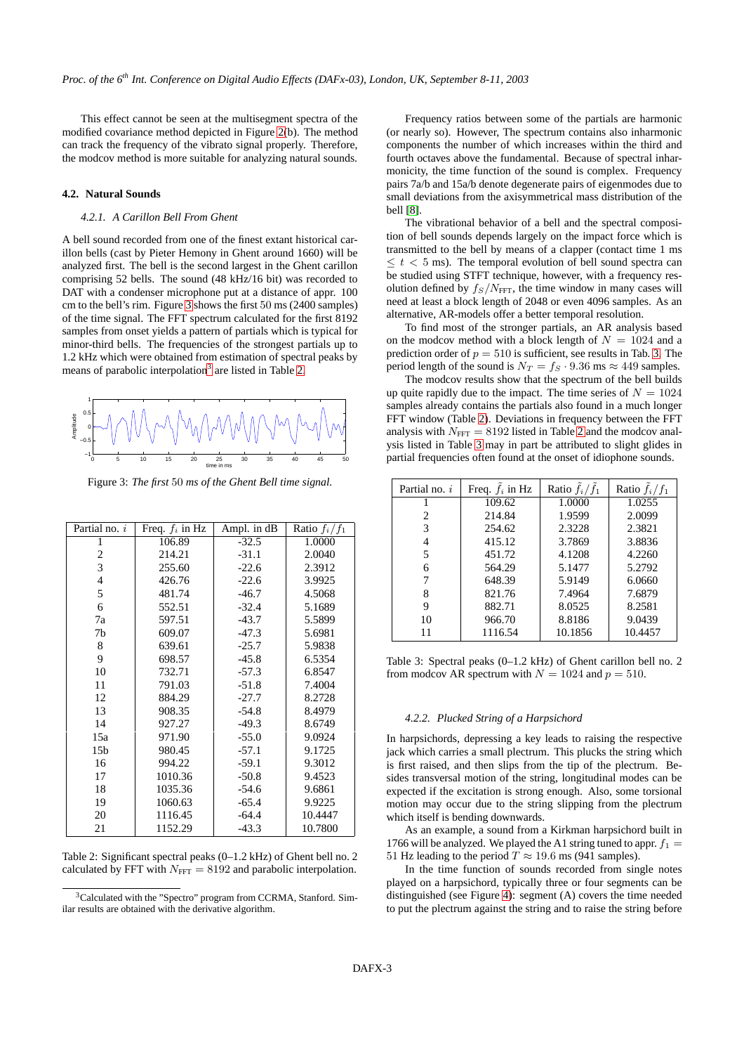This effect cannot be seen at the multisegment spectra of the modified covariance method depicted in Figure 2(b). The method can track the frequency of the vibrato signal properly. Therefore, the modcov method is more suitable for analyzing natural sounds.

### 4.2. Natural Sounds

#### *4.2.1. A Carillon Bell From Ghent*

A bell sound recorded from one of the finest extant historical carillon bells (cast by Pieter Hemony in Ghent around 1660) will be analyzed first. The bell is the second largest in the Ghent carillon comprising 52 bells. The sound (48 kHz/16 bit) was recorded to DAT with a condenser microphone put at a distance of appr. 100 cm to the bell's rim. Figure 3 shows the first 50 ms (2400 samples) of the time signal. The FFT spectrum calculated for the first 8192 samples from onset yields a pattern of partials which is typical for minor-third bells. The frequencies of the strongest partials up to 1.2 kHz which were obtained from estimation of spectral peaks by means of parabolic interpolation[3] are listed in Table 2.

Figure 3: *The first* 50 *ms of the Ghent Bell time signal.*

| Partial no. $i$ | Freq. $f_i$ in Hz | Ampl. in dB | Ratio $f_i/f_1$ |
|---|---|---|---|
| 1 | 106.89 | -32.5 | 1.0000 |
| 2 | 214.21 | -31.1 | 2.0040 |
| 3 | 255.60 | -22.6 | 2.3912 |
| 4 | 426.76 | -22.6 | 3.9925 |
| 5 | 481.74 | -46.7 | 4.5068 |
| 6 | 552.51 | -32.4 | 5.1689 |
| 7a | 597.51 | -43.7 | 5.5899 |
| 7b | 609.07 | -47.3 | 5.6981 |
| 8 | 639.61 | -25.7 | 5.9838 |
| 9 | 698.57 | -45.8 | 6.5354 |
| 10 | 732.71 | -57.3 | 6.8547 |
| 11 | 791.03 | -51.8 | 7.4004 |
| 12 | 884.29 | -27.7 | 8.2728 |
| 13 | 908.35 | -54.8 | 8.4979 |
| 14 | 927.27 | -49.3 | 8.6749 |
| 15a | 971.90 | -55.0 | 9.0924 |
| 15b | 980.45 | -57.1 | 9.1725 |
| 16 | 994.22 | -59.1 | 9.3012 |
| 17 | 1010.36 | -50.8 | 9.4523 |
| 18 | 1035.36 | -54.6 | 9.6861 |
| 19 | 1060.63 | -65.4 | 9.9225 |
| 20 | 1116.45 | -64.4 | 10.4447 |
| 21 | 1152.29 | -43.3 | 10.7800 |

Table 2: Significant spectral peaks (0–1.2 kHz) of Ghent bell no. 2 calculated by FFT with $N_{\text{FFT}} = 8192$ and parabolic interpolation.

[3] Calculated with the "Spectro" program from CCRMA, Stanford. Similar results are obtained with the derivative algorithm.

Frequency ratios between some of the partials are harmonic (or nearly so). However, The spectrum contains also inharmonic components the number of which increases within the third and fourth octaves above the fundamental. Because of spectral inharmonicity, the time function of the sound is complex. Frequency pairs 7a/b and 15a/b denote degenerate pairs of eigenmodes due to small deviations from the axisymmetrical mass distribution of the bell [8].

The vibrational behavior of a bell and the spectral composition of bell sounds depends largely on the impact force which is transmitted to the bell by means of a clapper (contact time 1 ms $\leq t < 5$ ms). The temporal evolution of bell sound spectra can be studied using STFT technique, however, with a frequency resolution defined by $f_S/N_{\text{FFT}}$, the time window in many cases will need at least a block length of 2048 or even 4096 samples. As an alternative, AR-models offer a better temporal resolution.

To find most of the stronger partials, an AR analysis based on the modcov method with a block length of $N = 1024$ and a prediction order of $p = 510$ is sufficient, see results in Tab. 3. The period length of the sound is $N_T = f_S \cdot 9.36$ ms $\approx 449$ samples.

The modcov results show that the spectrum of the bell builds up quite rapidly due to the impact. The time series of $N = 1024$ samples already contains the partials also found in a much longer FFT window (Table 2). Deviations in frequency between the FFT analysis with $N_{\text{FFT}} = 8192$ listed in Table 2 and the modcov analysis listed in Table 3 may in part be attributed to slight glides in partial frequencies often found at the onset of idiophone sounds.

| Partial no. $i$ | Freq. $\tilde{f}_i$ in Hz | Ratio $\tilde{f}_i/\tilde{f}_1$ | Ratio $\tilde{f}_i/f_1$ |
|---|---|---|---|
| 1 | 109.62 | 1.0000 | 1.0255 |
| 2 | 214.84 | 1.9599 | 2.0099 |
| 3 | 254.62 | 2.3228 | 2.3821 |
| 4 | 415.12 | 3.7869 | 3.8836 |
| 5 | 451.72 | 4.1208 | 4.2260 |
| 6 | 564.29 | 5.1477 | 5.2792 |
| 7 | 648.39 | 5.9149 | 6.0660 |
| 8 | 821.76 | 7.4964 | 7.6879 |
| 9 | 882.71 | 8.0525 | 8.2581 |
| 10 | 966.70 | 8.8186 | 9.0439 |
| 11 | 1116.54 | 10.1856 | 10.4457 |

Table 3: Spectral peaks (0–1.2 kHz) of Ghent carillon bell no. 2 from modcov AR spectrum with $N = 1024$ and $p = 510$.

#### *4.2.2. Plucked String of a Harpsichord*

In harpsichords, depressing a key leads to raising the respective jack which carries a small plectrum. This plucks the string which is first raised, and then slips from the tip of the plectrum. Besides transversal motion of the string, longitudinal modes can be expected if the excitation is strong enough. Also, some torsional motion may occur due to the string slipping from the plectrum which itself is bending downwards.

As an example, a sound from a Kirkman harpsichord built in 1766 will be analyzed. We played the A1 string tuned to appr. $f_1 = 51$ Hz leading to the period $T \approx 19.6$ ms (941 samples).

In the time function of sounds recorded from single notes played on a harpsichord, typically three or four segments can be distinguished (see Figure 4): segment (A) covers the time needed to put the plectrum against the string and to raise the string before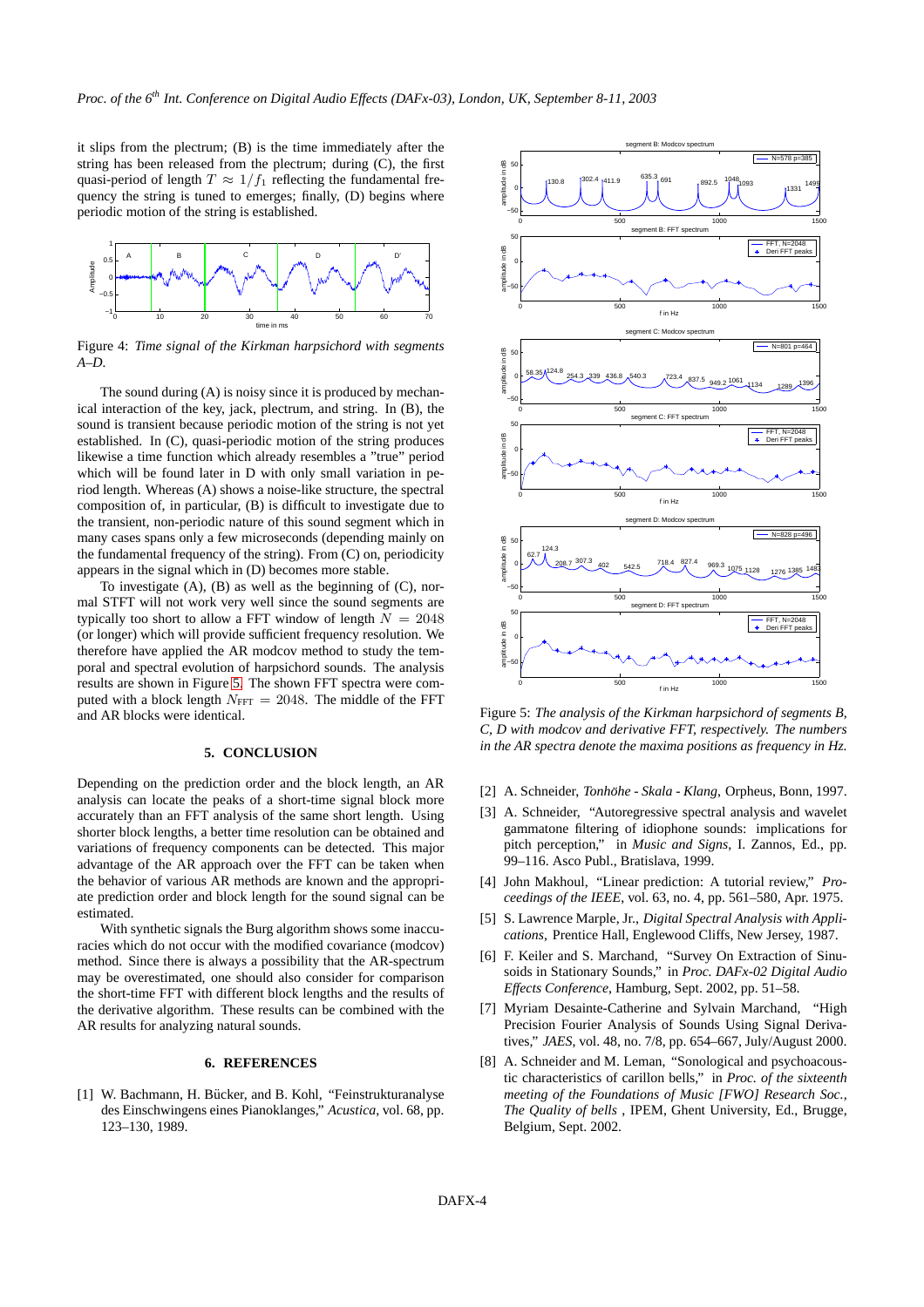it slips from the plectrum; (B) is the time immediately after the string has been released from the plectrum; during (C), the first quasi-period of length $T \approx 1/f_1$ reflecting the fundamental frequency the string is tuned to emerges; finally, (D) begins where periodic motion of the string is established.

A
B
C
D
D'
Amplitude
time in ms

Figure 4: *Time signal of the Kirkman harpsichord with segments A–D.*

The sound during (A) is noisy since it is produced by mechanical interaction of the key, jack, plectrum, and string. In (B), the sound is transient because periodic motion of the string is not yet established. In (C), quasi-periodic motion of the string produces likewise a time function which already resembles a "true" period which will be found later in D with only small variation in period length. Whereas (A) shows a noise-like structure, the spectral composition of, in particular, (B) is difficult to investigate due to the transient, non-periodic nature of this sound segment which in many cases spans only a few microseconds (depending mainly on the fundamental frequency of the string). From (C) on, periodicity appears in the signal which in (D) becomes more stable.

To investigate (A), (B) as well as the beginning of (C), normal STFT will not work very well since the sound segments are typically too short to allow a FFT window of length $N = 2048$ (or longer) which will provide sufficient frequency resolution. We therefore have applied the AR modcov method to study the temporal and spectral evolution of harpsichord sounds. The analysis results are shown in Figure 5. The shown FFT spectra were computed with a block length $N_{\text{FFT}} = 2048$. The middle of the FFT and AR blocks were identical.

segment B: Modcov spectrum
N=578 p=385
130.8 302.4 411.9 635.3 691 892.5 1048 1093 1331 1499
segment B: FFT spectrum
FFT, N=2048
Deri FFT peaks
segment C: Modcov spectrum
N=801 p=464
58.35 124.8 254.3 339 436.8 540.3 723.4 837.5 949.2 1061 1134 1289 1396
segment C: FFT spectrum
FFT, N=2048
Deri FFT peaks
segment D: Modcov spectrum
N=828 p=496
62.7 124.3 208.7 307.3 402 542.5 718.4 827.4 969.3 1075 1128 1276 1385 1483
segment D: FFT spectrum
FFT, N=2048
Deri FFT peaks
amplitude in dB
f in Hz

Figure 5: *The analysis of the Kirkman harpsichord of segments B, C, D with modcov and derivative FFT, respectively. The numbers in the AR spectra denote the maxima positions as frequency in Hz.*

## 5. CONCLUSION

Depending on the prediction order and the block length, an AR analysis can locate the peaks of a short-time signal block more accurately than an FFT analysis of the same short length. Using shorter block lengths, a better time resolution can be obtained and variations of frequency components can be detected. This major advantage of the AR approach over the FFT can be taken when the behavior of various AR methods are known and the appropriate prediction order and block length for the sound signal can be estimated.

With synthetic signals the Burg algorithm shows some inaccuracies which do not occur with the modified covariance (modcov) method. Since there is always a possibility that the AR-spectrum may be overestimated, one should also consider for comparison the short-time FFT with different block lengths and the results of the derivative algorithm. These results can be combined with the AR results for analyzing natural sounds.

## 6. REFERENCES

[1] W. Bachmann, H. Bücker, and B. Kohl, "Feinstrukturanalyse des Einschwingens eines Pianoklanges," *Acustica*, vol. 68, pp. 123–130, 1989.

[2] A. Schneider, *Tonhöhe - Skala - Klang*, Orpheus, Bonn, 1997.

[3] A. Schneider, "Autoregressive spectral analysis and wavelet gammatone filtering of idiophone sounds: implications for pitch perception," in *Music and Signs*, I. Zannos, Ed., pp. 99–116. Asco Publ., Bratislava, 1999.

[4] John Makhoul, "Linear prediction: A tutorial review," *Proceedings of the IEEE*, vol. 63, no. 4, pp. 561–580, Apr. 1975.

[5] S. Lawrence Marple, Jr., *Digital Spectral Analysis with Applications*, Prentice Hall, Englewood Cliffs, New Jersey, 1987.

[6] F. Keiler and S. Marchand, "Survey On Extraction of Sinusoids in Stationary Sounds," in *Proc. DAFx-02 Digital Audio Effects Conference*, Hamburg, Sept. 2002, pp. 51–58.

[7] Myriam Desainte-Catherine and Sylvain Marchand, "High Precision Fourier Analysis of Sounds Using Signal Derivatives," *JAES*, vol. 48, no. 7/8, pp. 654–667, July/August 2000.

[8] A. Schneider and M. Leman, "Sonological and psychoacoustic characteristics of carillon bells," in *Proc. of the sixteenth meeting of the Foundations of Music [FWO] Research Soc., The Quality of bells* , IPEM, Ghent University, Ed., Brugge, Belgium, Sept. 2002.